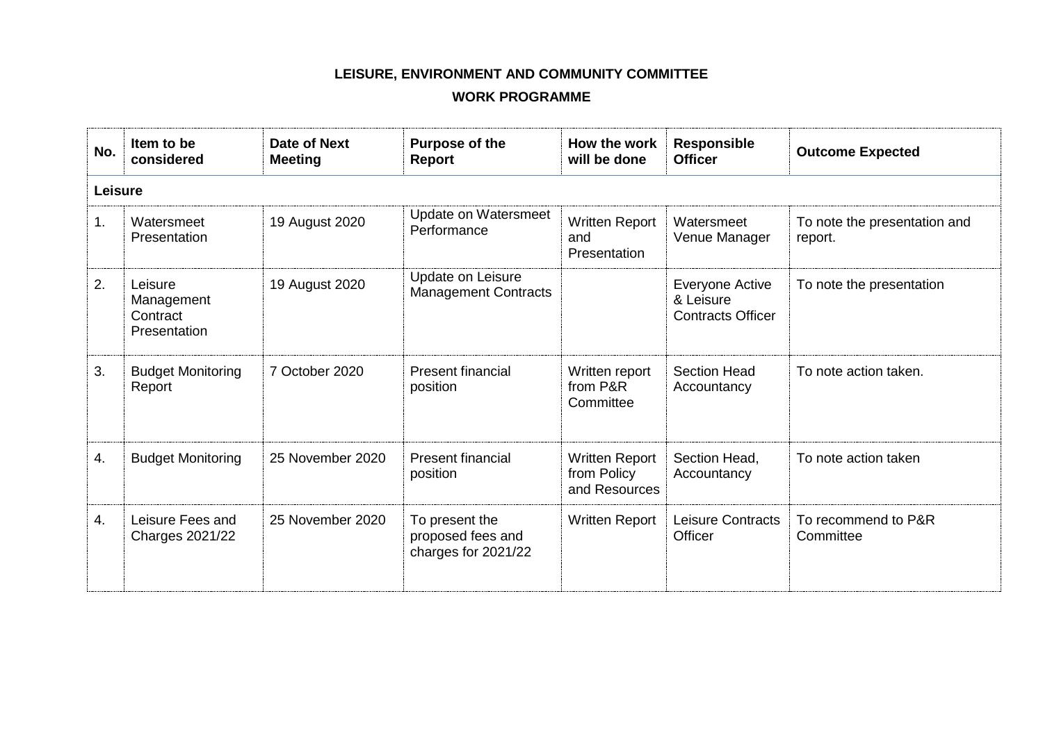**LEISURE, ENVIRONMENT AND COMMUNITY COMMITTEE**

**WORK PROGRAMME**

| No. | Item to be considered | Date of Next Meeting | Purpose of the Report | How the work will be done | Responsible Officer | Outcome Expected |
|---|---|---|---|---|---|---|
| **Leisure** | | | | | | |
| 1. | Watersmeet Presentation | 19 August 2020 | Update on Watersmeet Performance | Written Report and Presentation | Watersmeet Venue Manager | To note the presentation and report. |
| 2. | Leisure Management Contract Presentation | 19 August 2020 | Update on Leisure Management Contracts | | Everyone Active & Leisure Contracts Officer | To note the presentation |
| 3. | Budget Monitoring Report | 7 October 2020 | Present financial position | Written report from P&R Committee | Section Head Accountancy | To note action taken. |
| 4. | Budget Monitoring | 25 November 2020 | Present financial position | Written Report from Policy and Resources | Section Head, Accountancy | To note action taken |
| 4. | Leisure Fees and Charges 2021/22 | 25 November 2020 | To present the proposed fees and charges for 2021/22 | Written Report | Leisure Contracts Officer | To recommend to P&R Committee |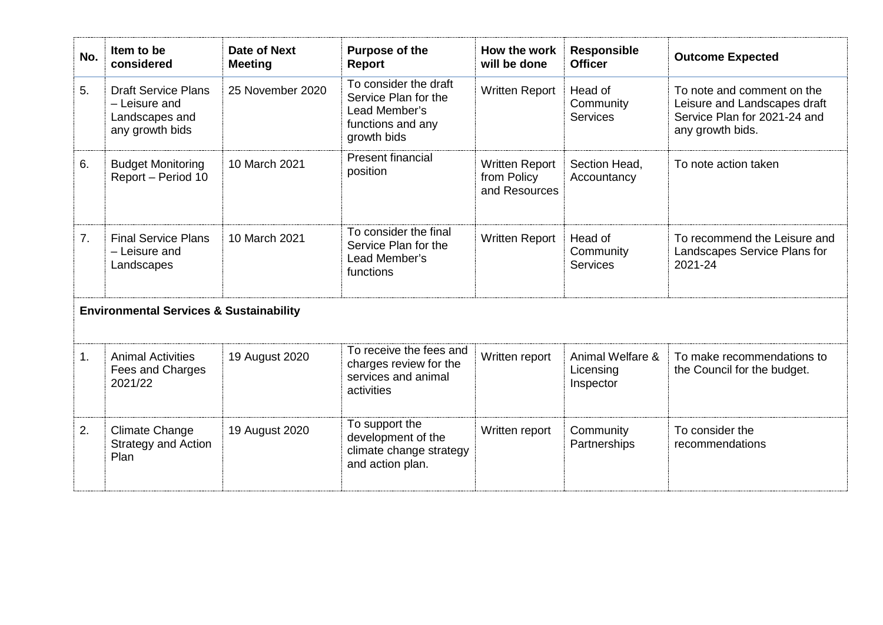| No. | Item to be considered | Date of Next Meeting | Purpose of the Report | How the work will be done | Responsible Officer | Outcome Expected |
|---|---|---|---|---|---|---|
| 5. | Draft Service Plans – Leisure and Landscapes and any growth bids | 25 November 2020 | To consider the draft Service Plan for the Lead Member's functions and any growth bids | Written Report | Head of Community Services | To note and comment on the Leisure and Landscapes draft Service Plan for 2021-24 and any growth bids. |
| 6. | Budget Monitoring Report – Period 10 | 10 March 2021 | Present financial position | Written Report from Policy and Resources | Section Head, Accountancy | To note action taken |
| 7. | Final Service Plans – Leisure and Landscapes | 10 March 2021 | To consider the final Service Plan for the Lead Member's functions | Written Report | Head of Community Services | To recommend the Leisure and Landscapes Service Plans for 2021-24 |
| **Environmental Services & Sustainability** | | | | | | |
| 1. | Animal Activities Fees and Charges 2021/22 | 19 August 2020 | To receive the fees and charges review for the services and animal activities | Written report | Animal Welfare & Licensing Inspector | To make recommendations to the Council for the budget. |
| 2. | Climate Change Strategy and Action Plan | 19 August 2020 | To support the development of the climate change strategy and action plan. | Written report | Community Partnerships | To consider the recommendations |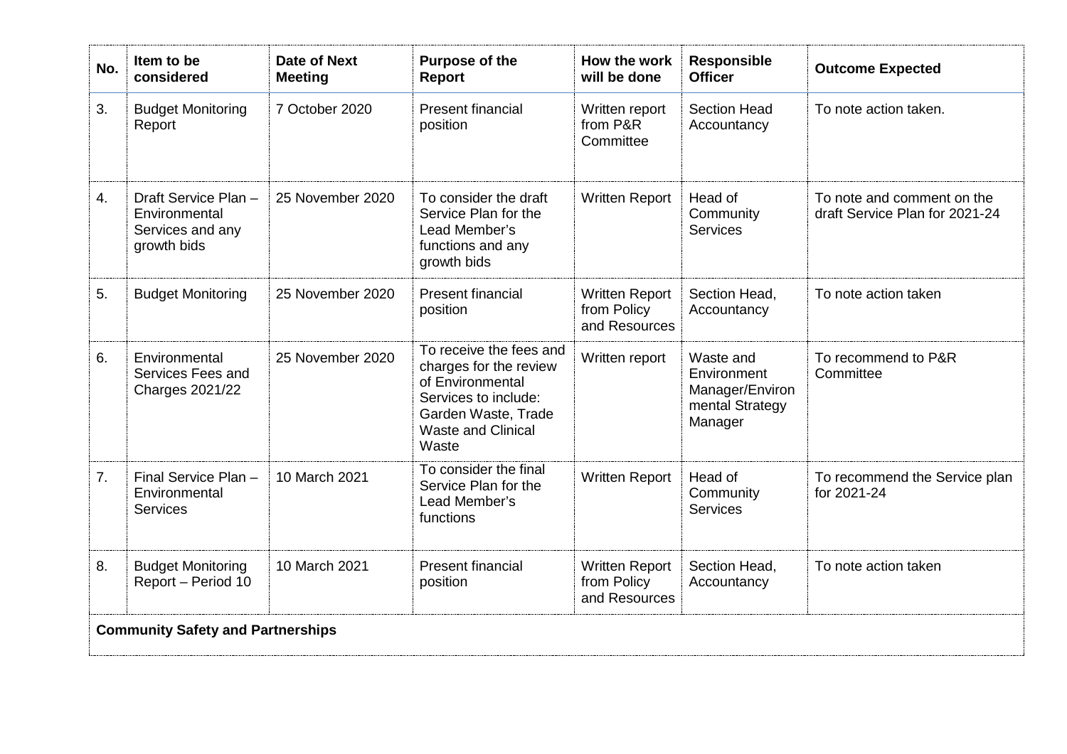| No. | Item to be considered | Date of Next Meeting | Purpose of the Report | How the work will be done | Responsible Officer | Outcome Expected |
|---|---|---|---|---|---|---|
| 3. | Budget Monitoring Report | 7 October 2020 | Present financial position | Written report from P&R Committee | Section Head Accountancy | To note action taken. |
| 4. | Draft Service Plan – Environmental Services and any growth bids | 25 November 2020 | To consider the draft Service Plan for the Lead Member's functions and any growth bids | Written Report | Head of Community Services | To note and comment on the draft Service Plan for 2021-24 |
| 5. | Budget Monitoring | 25 November 2020 | Present financial position | Written Report from Policy and Resources | Section Head, Accountancy | To note action taken |
| 6. | Environmental Services Fees and Charges 2021/22 | 25 November 2020 | To receive the fees and charges for the review of Environmental Services to include: Garden Waste, Trade Waste and Clinical Waste | Written report | Waste and Environment Manager/Environmental Strategy Manager | To recommend to P&R Committee |
| 7. | Final Service Plan – Environmental Services | 10 March 2021 | To consider the final Service Plan for the Lead Member's functions | Written Report | Head of Community Services | To recommend the Service plan for 2021-24 |
| 8. | Budget Monitoring Report – Period 10 | 10 March 2021 | Present financial position | Written Report from Policy and Resources | Section Head, Accountancy | To note action taken |
| **Community Safety and Partnerships** | | | | | | |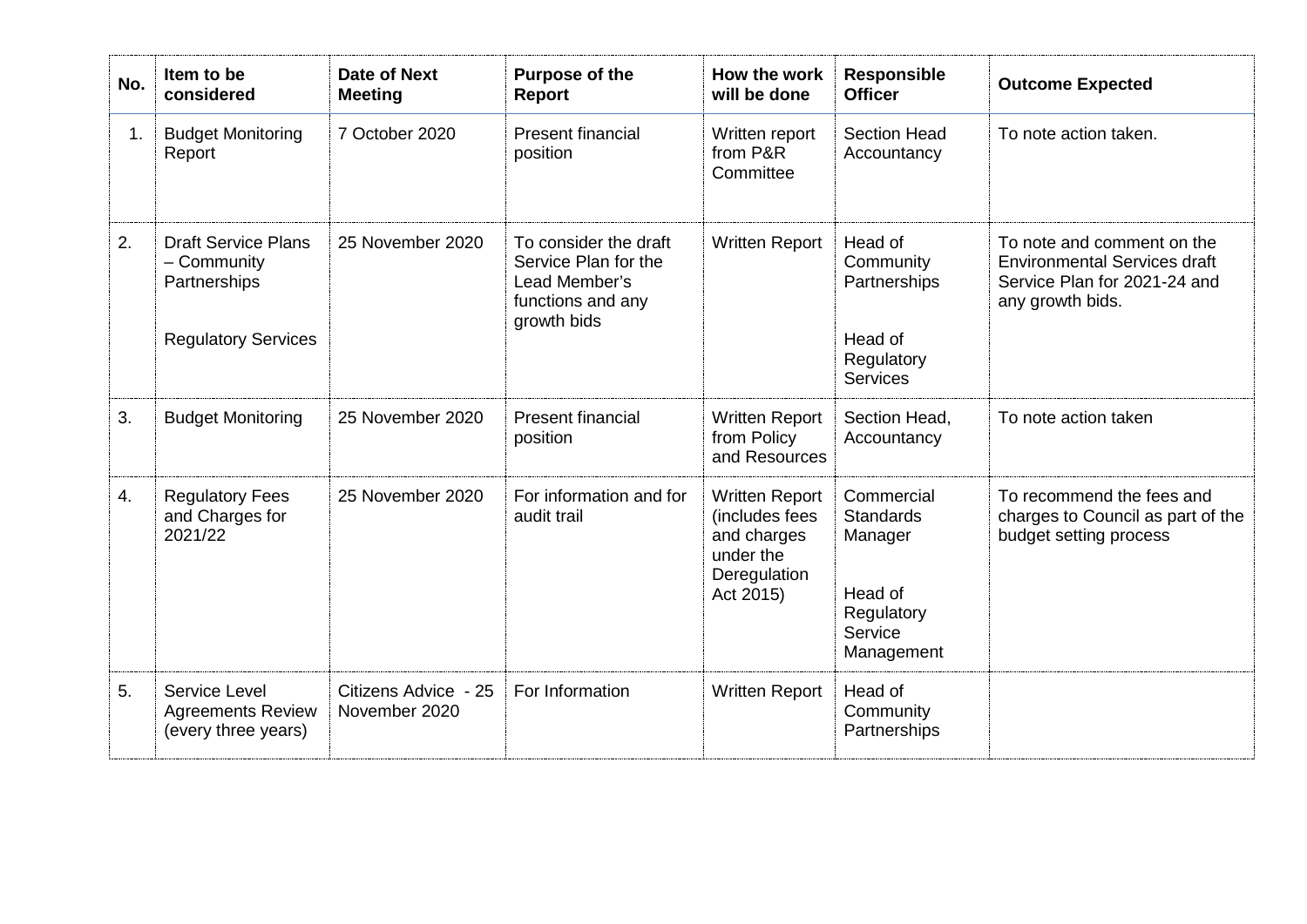| No. | Item to be considered | Date of Next Meeting | Purpose of the Report | How the work will be done | Responsible Officer | Outcome Expected |
|---|---|---|---|---|---|---|
| 1. | Budget Monitoring Report | 7 October 2020 | Present financial position | Written report from P&R Committee | Section Head Accountancy | To note action taken. |
| 2. | Draft Service Plans – Community Partnerships<br><br>Regulatory Services | 25 November 2020 | To consider the draft Service Plan for the Lead Member's functions and any growth bids | Written Report | Head of Community Partnerships<br><br>Head of Regulatory Services | To note and comment on the Environmental Services draft Service Plan for 2021-24 and any growth bids. |
| 3. | Budget Monitoring | 25 November 2020 | Present financial position | Written Report from Policy and Resources | Section Head, Accountancy | To note action taken |
| 4. | Regulatory Fees and Charges for 2021/22 | 25 November 2020 | For information and for audit trail | Written Report (includes fees and charges under the Deregulation Act 2015) | Commercial Standards Manager<br><br>Head of Regulatory Service Management | To recommend the fees and charges to Council as part of the budget setting process |
| 5. | Service Level Agreements Review (every three years) | Citizens Advice - 25 November 2020 | For Information | Written Report | Head of Community Partnerships | |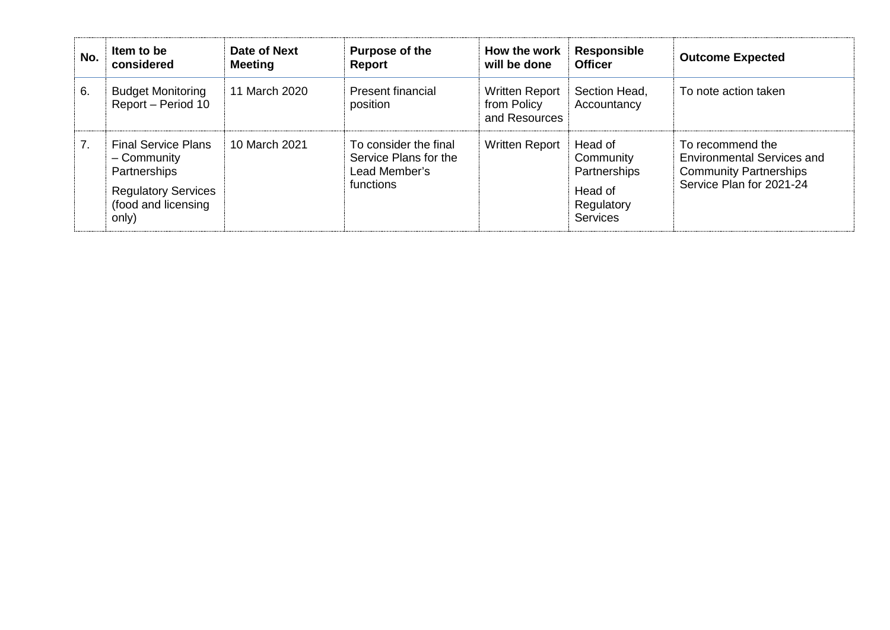| No. | Item to be considered | Date of Next Meeting | Purpose of the Report | How the work will be done | Responsible Officer | Outcome Expected |
|---|---|---|---|---|---|---|
| 6. | Budget Monitoring Report – Period 10 | 11 March 2020 | Present financial position | Written Report from Policy and Resources | Section Head, Accountancy | To note action taken |
| 7. | Final Service Plans – Community Partnerships<br><br>Regulatory Services (food and licensing only) | 10 March 2021 | To consider the final Service Plans for the Lead Member's functions | Written Report | Head of Community Partnerships<br><br>Head of Regulatory Services | To recommend the Environmental Services and Community Partnerships Service Plan for 2021-24 |